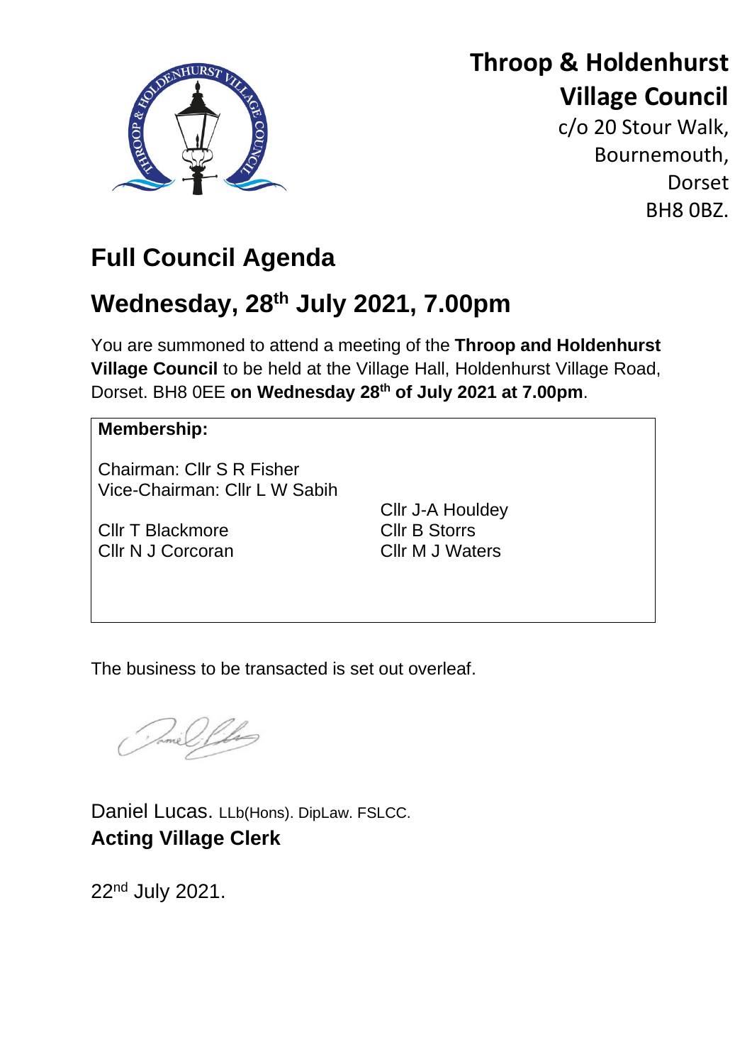# Throop & Holdenhurst Village Council

c/o 20 Stour Walk,
Bournemouth,
Dorset
BH8 0BZ.

## Full Council Agenda

## Wednesday, 28th July 2021, 7.00pm

You are summoned to attend a meeting of the **Throop and Holdenhurst Village Council** to be held at the Village Hall, Holdenhurst Village Road, Dorset. BH8 0EE **on Wednesday 28th of July 2021 at 7.00pm**.

**Membership:**

Chairman: Cllr S R Fisher
Vice-Chairman: Cllr L W Sabih

Cllr T Blackmore
Cllr N J Corcoran
Cllr J-A Houldey
Cllr B Storrs
Cllr M J Waters

The business to be transacted is set out overleaf.

Daniel Lucas. LLb(Hons). DipLaw. FSLCC.
**Acting Village Clerk**

22nd July 2021.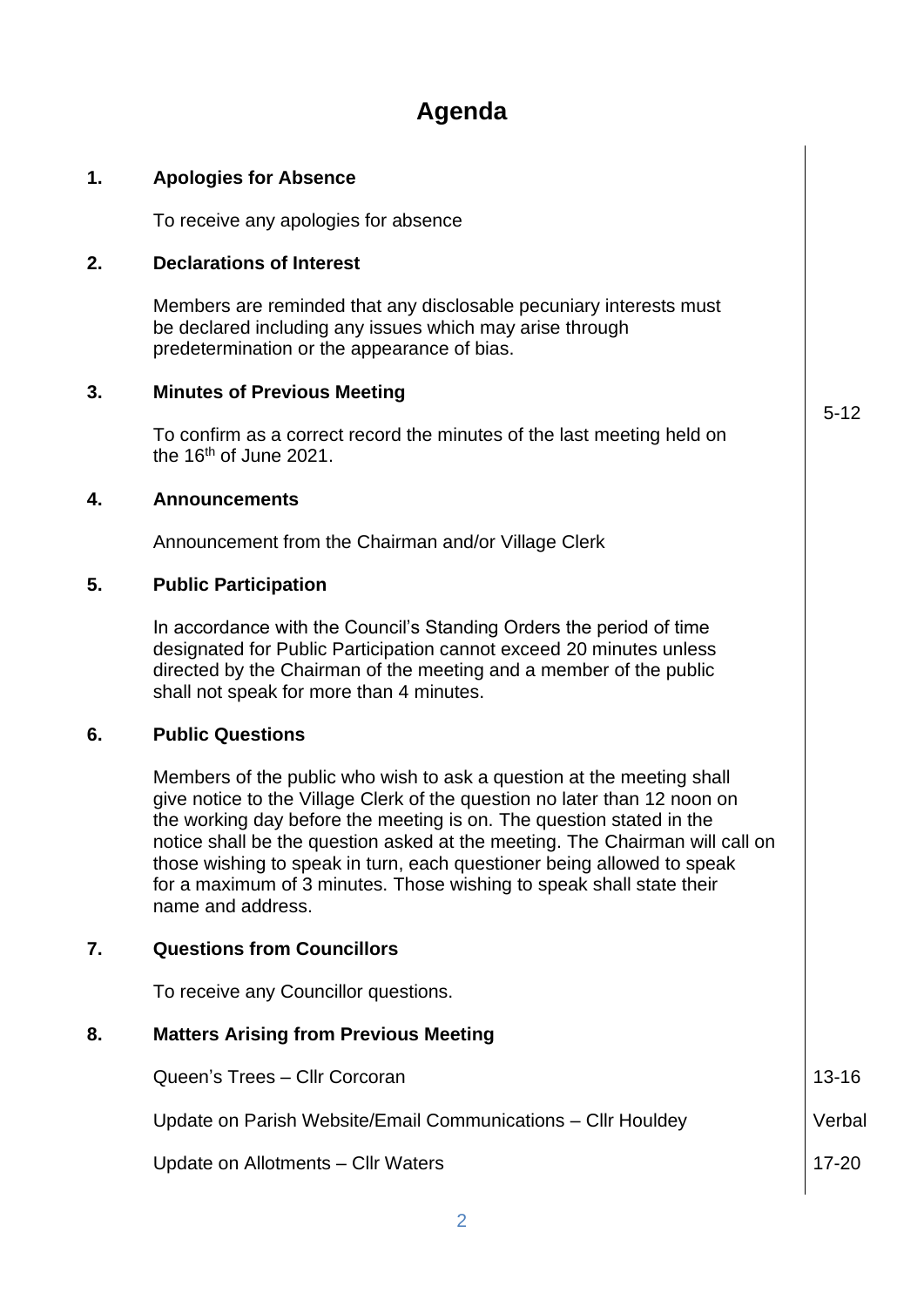# Agenda

**1. Apologies for Absence**

To receive any apologies for absence

**2. Declarations of Interest**

Members are reminded that any disclosable pecuniary interests must be declared including any issues which may arise through predetermination or the appearance of bias.

**3. Minutes of Previous Meeting** — 5-12

To confirm as a correct record the minutes of the last meeting held on the 16th of June 2021.

**4. Announcements**

Announcement from the Chairman and/or Village Clerk

**5. Public Participation**

In accordance with the Council's Standing Orders the period of time designated for Public Participation cannot exceed 20 minutes unless directed by the Chairman of the meeting and a member of the public shall not speak for more than 4 minutes.

**6. Public Questions**

Members of the public who wish to ask a question at the meeting shall give notice to the Village Clerk of the question no later than 12 noon on the working day before the meeting is on. The question stated in the notice shall be the question asked at the meeting. The Chairman will call on those wishing to speak in turn, each questioner being allowed to speak for a maximum of 3 minutes. Those wishing to speak shall state their name and address.

**7. Questions from Councillors**

To receive any Councillor questions.

**8. Matters Arising from Previous Meeting**

| Item | Pages |
|---|---|
| Queen's Trees – Cllr Corcoran | 13-16 |
| Update on Parish Website/Email Communications – Cllr Houldey | Verbal |
| Update on Allotments – Cllr Waters | 17-20 |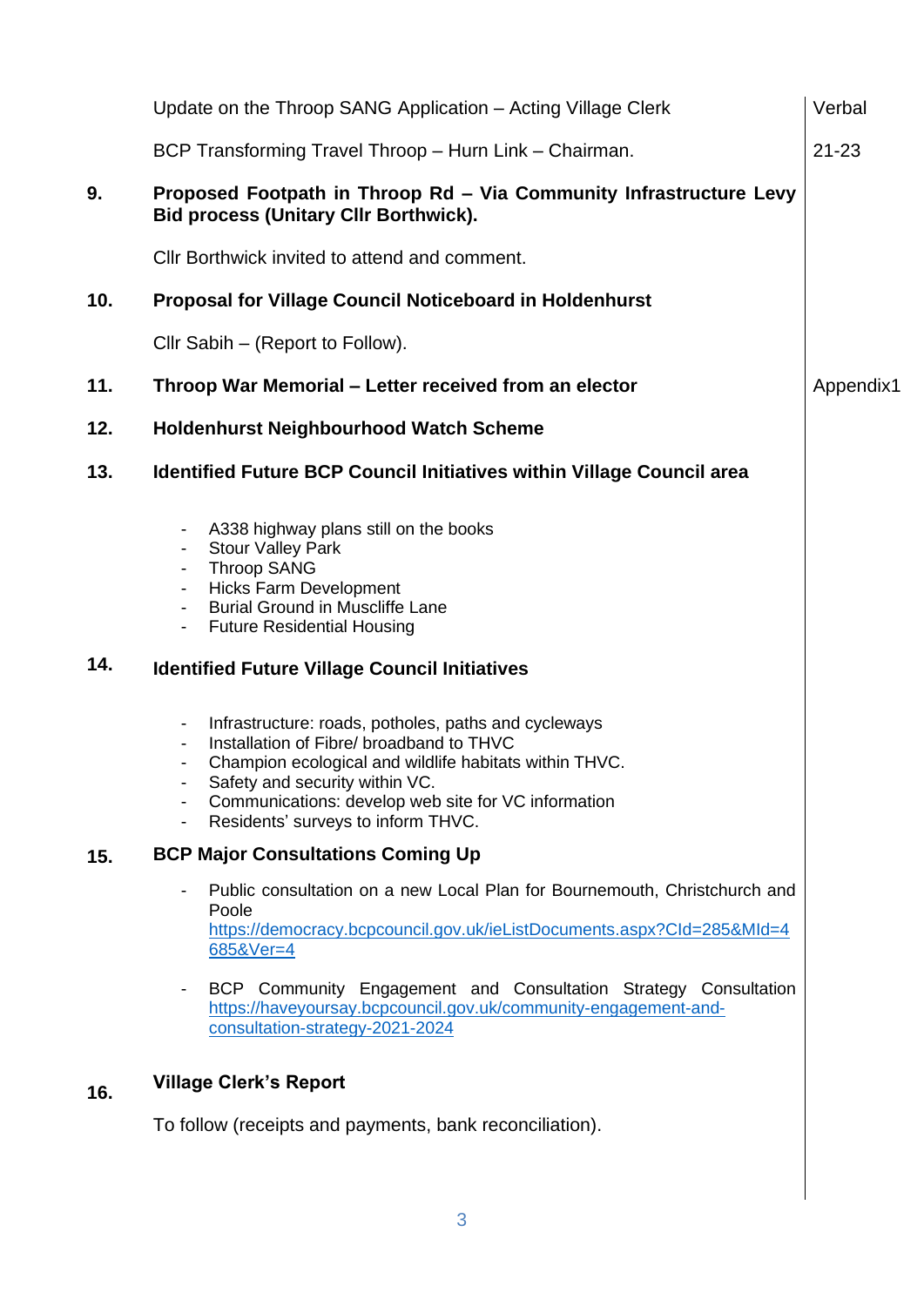| | | |
|---|---|---|
| | Update on the Throop SANG Application – Acting Village Clerk | Verbal |
| | BCP Transforming Travel Throop – Hurn Link – Chairman. | 21-23 |
| **9.** | **Proposed Footpath in Throop Rd – Via Community Infrastructure Levy Bid process (Unitary Cllr Borthwick).** | |
| | Cllr Borthwick invited to attend and comment. | |
| **10.** | **Proposal for Village Council Noticeboard in Holdenhurst** | |
| | Cllr Sabih – (Report to Follow). | |
| **11.** | **Throop War Memorial – Letter received from an elector** | Appendix1 |
| **12.** | **Holdenhurst Neighbourhood Watch Scheme** | |
| **13.** | **Identified Future BCP Council Initiatives within Village Council area** | |

- A338 highway plans still on the books
- Stour Valley Park
- Throop SANG
- Hicks Farm Development
- Burial Ground in Muscliffe Lane
- Future Residential Housing

**14. Identified Future Village Council Initiatives**

- Infrastructure: roads, potholes, paths and cycleways
- Installation of Fibre/ broadband to THVC
- Champion ecological and wildlife habitats within THVC.
- Safety and security within VC.
- Communications: develop web site for VC information
- Residents' surveys to inform THVC.

**15. BCP Major Consultations Coming Up**

- Public consultation on a new Local Plan for Bournemouth, Christchurch and Poole https://democracy.bcpcouncil.gov.uk/ieListDocuments.aspx?CId=285&MId=4685&Ver=4
- BCP Community Engagement and Consultation Strategy Consultation https://haveyoursay.bcpcouncil.gov.uk/community-engagement-and-consultation-strategy-2021-2024

**16. Village Clerk's Report**

To follow (receipts and payments, bank reconciliation).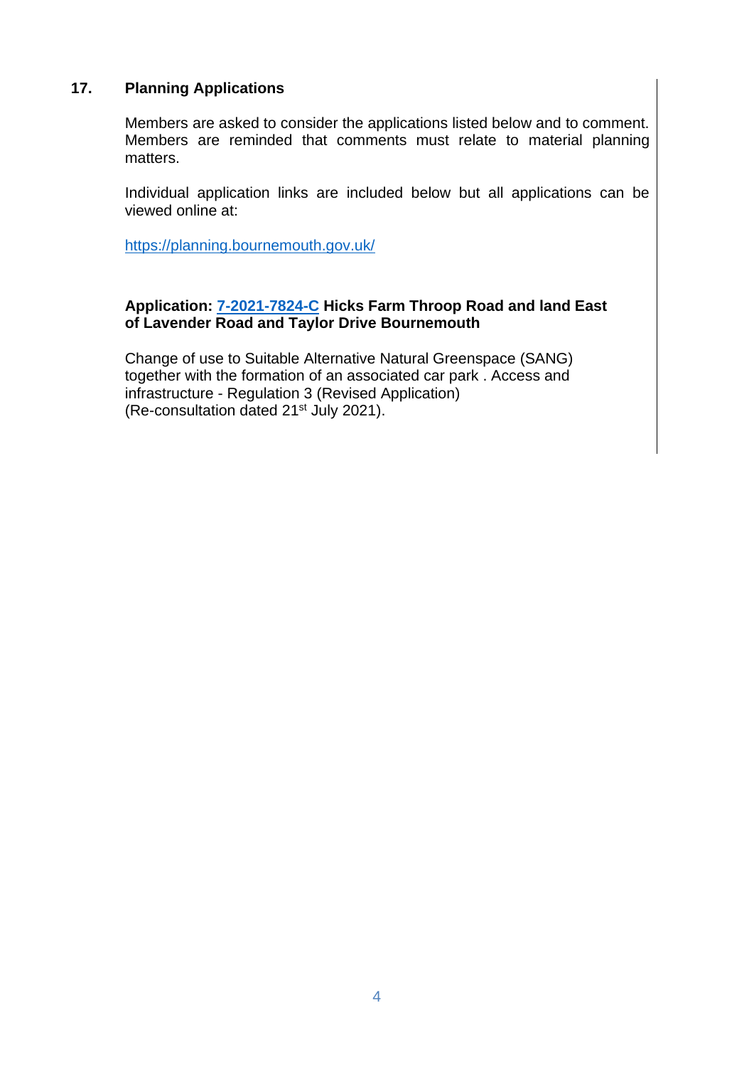## 17. Planning Applications

Members are asked to consider the applications listed below and to comment. Members are reminded that comments must relate to material planning matters.

Individual application links are included below but all applications can be viewed online at:

https://planning.bournemouth.gov.uk/

**Application: 7-2021-7824-C Hicks Farm Throop Road and land East of Lavender Road and Taylor Drive Bournemouth**

Change of use to Suitable Alternative Natural Greenspace (SANG) together with the formation of an associated car park . Access and infrastructure - Regulation 3 (Revised Application) (Re-consultation dated 21st July 2021).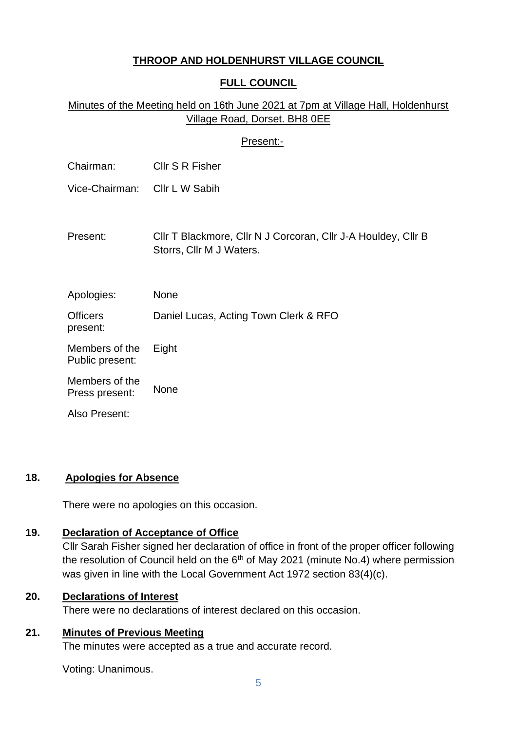**THROOP AND HOLDENHURST VILLAGE COUNCIL**

**FULL COUNCIL**

Minutes of the Meeting held on 16th June 2021 at 7pm at Village Hall, Holdenhurst Village Road, Dorset. BH8 0EE

Present:-

| | |
|---|---|
| Chairman: | Cllr S R Fisher |
| Vice-Chairman: | Cllr L W Sabih |
| Present: | Cllr T Blackmore, Cllr N J Corcoran, Cllr J-A Houldey, Cllr B Storrs, Cllr M J Waters. |
| Apologies: | None |
| Officers present: | Daniel Lucas, Acting Town Clerk & RFO |
| Members of the Public present: | Eight |
| Members of the Press present: | None |
| Also Present: | |

**18. Apologies for Absence**

There were no apologies on this occasion.

**19. Declaration of Acceptance of Office**

Cllr Sarah Fisher signed her declaration of office in front of the proper officer following the resolution of Council held on the 6th of May 2021 (minute No.4) where permission was given in line with the Local Government Act 1972 section 83(4)(c).

**20. Declarations of Interest**

There were no declarations of interest declared on this occasion.

**21. Minutes of Previous Meeting**

The minutes were accepted as a true and accurate record.

Voting: Unanimous.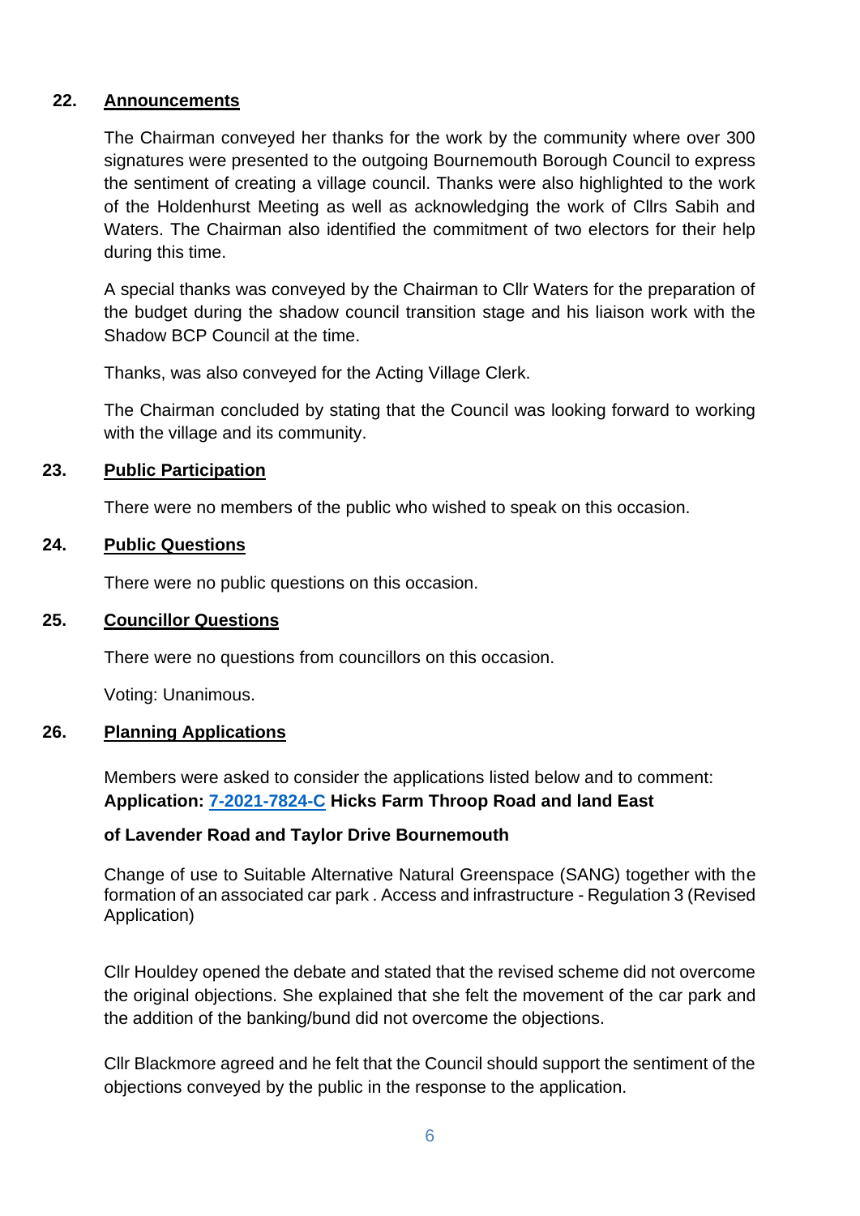## 22. Announcements

The Chairman conveyed her thanks for the work by the community where over 300 signatures were presented to the outgoing Bournemouth Borough Council to express the sentiment of creating a village council. Thanks were also highlighted to the work of the Holdenhurst Meeting as well as acknowledging the work of Cllrs Sabih and Waters. The Chairman also identified the commitment of two electors for their help during this time.

A special thanks was conveyed by the Chairman to Cllr Waters for the preparation of the budget during the shadow council transition stage and his liaison work with the Shadow BCP Council at the time.

Thanks, was also conveyed for the Acting Village Clerk.

The Chairman concluded by stating that the Council was looking forward to working with the village and its community.

## 23. Public Participation

There were no members of the public who wished to speak on this occasion.

## 24. Public Questions

There were no public questions on this occasion.

## 25. Councillor Questions

There were no questions from councillors on this occasion.

Voting: Unanimous.

## 26. Planning Applications

Members were asked to consider the applications listed below and to comment:
**Application: 7-2021-7824-C Hicks Farm Throop Road and land East of Lavender Road and Taylor Drive Bournemouth**

Change of use to Suitable Alternative Natural Greenspace (SANG) together with the formation of an associated car park . Access and infrastructure - Regulation 3 (Revised Application)

Cllr Houldey opened the debate and stated that the revised scheme did not overcome the original objections. She explained that she felt the movement of the car park and the addition of the banking/bund did not overcome the objections.

Cllr Blackmore agreed and he felt that the Council should support the sentiment of the objections conveyed by the public in the response to the application.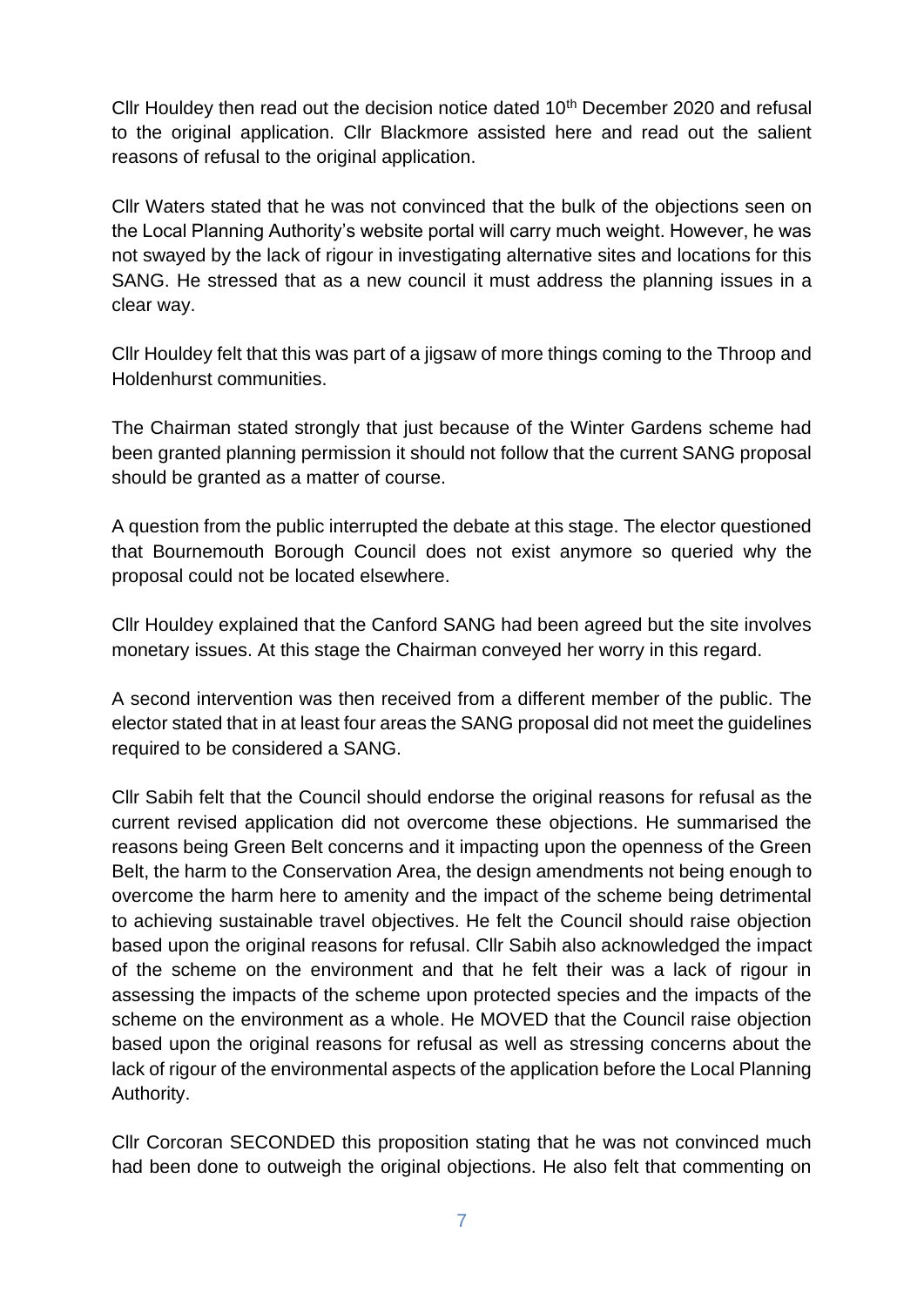Cllr Houldey then read out the decision notice dated 10th December 2020 and refusal to the original application. Cllr Blackmore assisted here and read out the salient reasons of refusal to the original application.

Cllr Waters stated that he was not convinced that the bulk of the objections seen on the Local Planning Authority's website portal will carry much weight. However, he was not swayed by the lack of rigour in investigating alternative sites and locations for this SANG. He stressed that as a new council it must address the planning issues in a clear way.

Cllr Houldey felt that this was part of a jigsaw of more things coming to the Throop and Holdenhurst communities.

The Chairman stated strongly that just because of the Winter Gardens scheme had been granted planning permission it should not follow that the current SANG proposal should be granted as a matter of course.

A question from the public interrupted the debate at this stage. The elector questioned that Bournemouth Borough Council does not exist anymore so queried why the proposal could not be located elsewhere.

Cllr Houldey explained that the Canford SANG had been agreed but the site involves monetary issues. At this stage the Chairman conveyed her worry in this regard.

A second intervention was then received from a different member of the public. The elector stated that in at least four areas the SANG proposal did not meet the guidelines required to be considered a SANG.

Cllr Sabih felt that the Council should endorse the original reasons for refusal as the current revised application did not overcome these objections. He summarised the reasons being Green Belt concerns and it impacting upon the openness of the Green Belt, the harm to the Conservation Area, the design amendments not being enough to overcome the harm here to amenity and the impact of the scheme being detrimental to achieving sustainable travel objectives. He felt the Council should raise objection based upon the original reasons for refusal. Cllr Sabih also acknowledged the impact of the scheme on the environment and that he felt their was a lack of rigour in assessing the impacts of the scheme upon protected species and the impacts of the scheme on the environment as a whole. He MOVED that the Council raise objection based upon the original reasons for refusal as well as stressing concerns about the lack of rigour of the environmental aspects of the application before the Local Planning Authority.

Cllr Corcoran SECONDED this proposition stating that he was not convinced much had been done to outweigh the original objections. He also felt that commenting on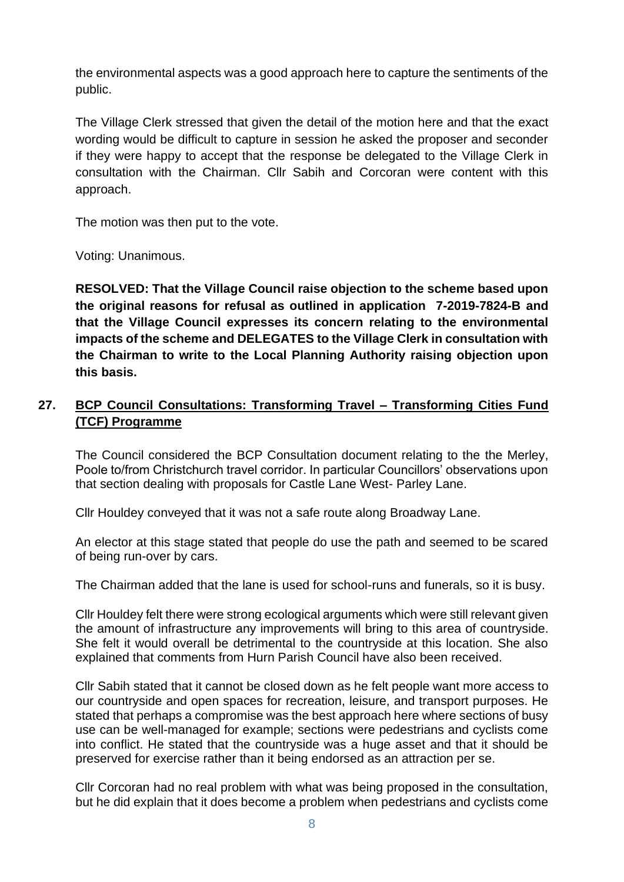the environmental aspects was a good approach here to capture the sentiments of the public.

The Village Clerk stressed that given the detail of the motion here and that the exact wording would be difficult to capture in session he asked the proposer and seconder if they were happy to accept that the response be delegated to the Village Clerk in consultation with the Chairman. Cllr Sabih and Corcoran were content with this approach.

The motion was then put to the vote.

Voting: Unanimous.

**RESOLVED: That the Village Council raise objection to the scheme based upon the original reasons for refusal as outlined in application 7-2019-7824-B and that the Village Council expresses its concern relating to the environmental impacts of the scheme and DELEGATES to the Village Clerk in consultation with the Chairman to write to the Local Planning Authority raising objection upon this basis.**

## 27. BCP Council Consultations: Transforming Travel – Transforming Cities Fund (TCF) Programme

The Council considered the BCP Consultation document relating to the the Merley, Poole to/from Christchurch travel corridor. In particular Councillors' observations upon that section dealing with proposals for Castle Lane West- Parley Lane.

Cllr Houldey conveyed that it was not a safe route along Broadway Lane.

An elector at this stage stated that people do use the path and seemed to be scared of being run-over by cars.

The Chairman added that the lane is used for school-runs and funerals, so it is busy.

Cllr Houldey felt there were strong ecological arguments which were still relevant given the amount of infrastructure any improvements will bring to this area of countryside. She felt it would overall be detrimental to the countryside at this location. She also explained that comments from Hurn Parish Council have also been received.

Cllr Sabih stated that it cannot be closed down as he felt people want more access to our countryside and open spaces for recreation, leisure, and transport purposes. He stated that perhaps a compromise was the best approach here where sections of busy use can be well-managed for example; sections were pedestrians and cyclists come into conflict. He stated that the countryside was a huge asset and that it should be preserved for exercise rather than it being endorsed as an attraction per se.

Cllr Corcoran had no real problem with what was being proposed in the consultation, but he did explain that it does become a problem when pedestrians and cyclists come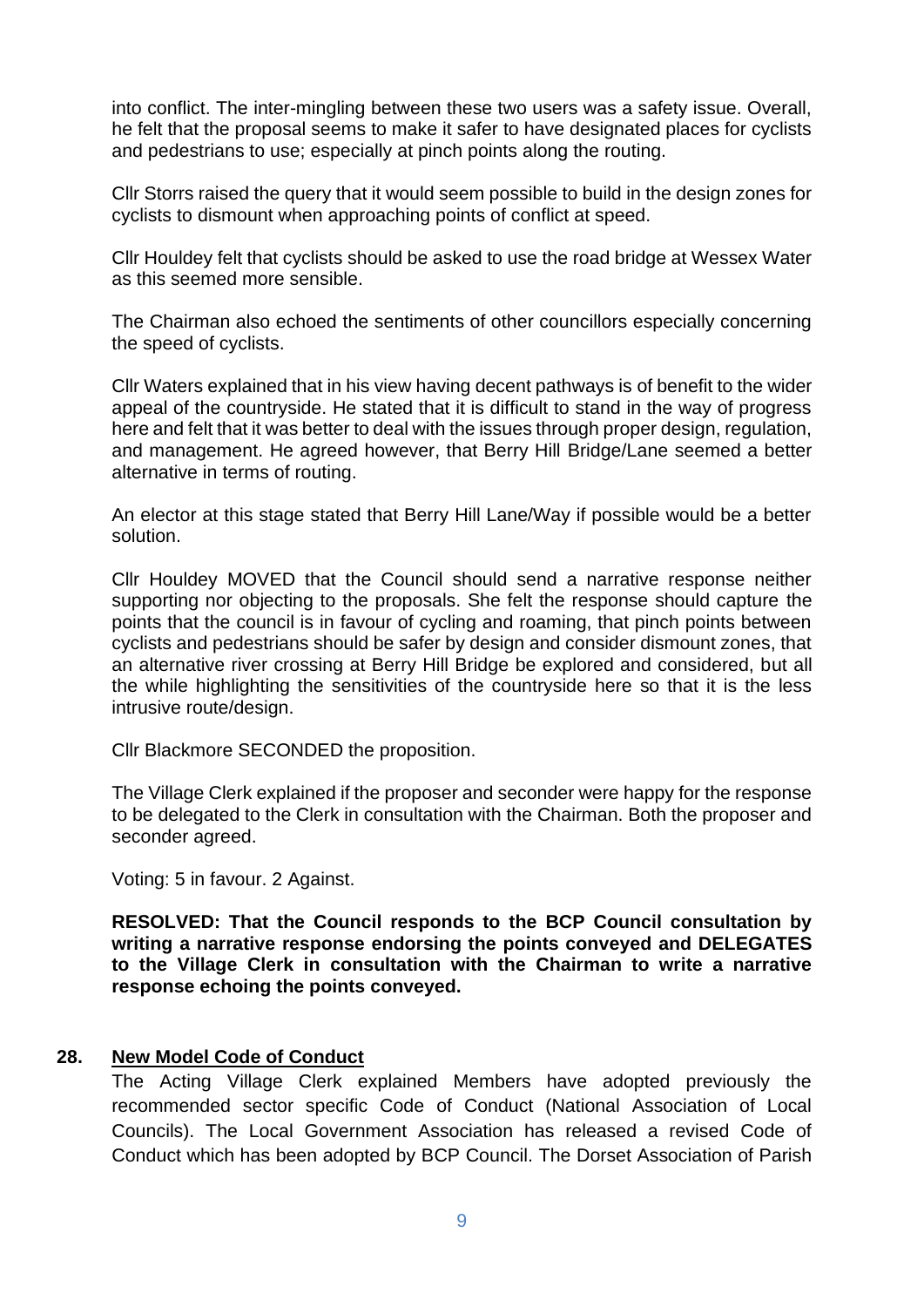into conflict. The inter-mingling between these two users was a safety issue. Overall, he felt that the proposal seems to make it safer to have designated places for cyclists and pedestrians to use; especially at pinch points along the routing.

Cllr Storrs raised the query that it would seem possible to build in the design zones for cyclists to dismount when approaching points of conflict at speed.

Cllr Houldey felt that cyclists should be asked to use the road bridge at Wessex Water as this seemed more sensible.

The Chairman also echoed the sentiments of other councillors especially concerning the speed of cyclists.

Cllr Waters explained that in his view having decent pathways is of benefit to the wider appeal of the countryside. He stated that it is difficult to stand in the way of progress here and felt that it was better to deal with the issues through proper design, regulation, and management. He agreed however, that Berry Hill Bridge/Lane seemed a better alternative in terms of routing.

An elector at this stage stated that Berry Hill Lane/Way if possible would be a better solution.

Cllr Houldey MOVED that the Council should send a narrative response neither supporting nor objecting to the proposals. She felt the response should capture the points that the council is in favour of cycling and roaming, that pinch points between cyclists and pedestrians should be safer by design and consider dismount zones, that an alternative river crossing at Berry Hill Bridge be explored and considered, but all the while highlighting the sensitivities of the countryside here so that it is the less intrusive route/design.

Cllr Blackmore SECONDED the proposition.

The Village Clerk explained if the proposer and seconder were happy for the response to be delegated to the Clerk in consultation with the Chairman. Both the proposer and seconder agreed.

Voting: 5 in favour. 2 Against.

**RESOLVED: That the Council responds to the BCP Council consultation by writing a narrative response endorsing the points conveyed and DELEGATES to the Village Clerk in consultation with the Chairman to write a narrative response echoing the points conveyed.**

## 28. New Model Code of Conduct

The Acting Village Clerk explained Members have adopted previously the recommended sector specific Code of Conduct (National Association of Local Councils). The Local Government Association has released a revised Code of Conduct which has been adopted by BCP Council. The Dorset Association of Parish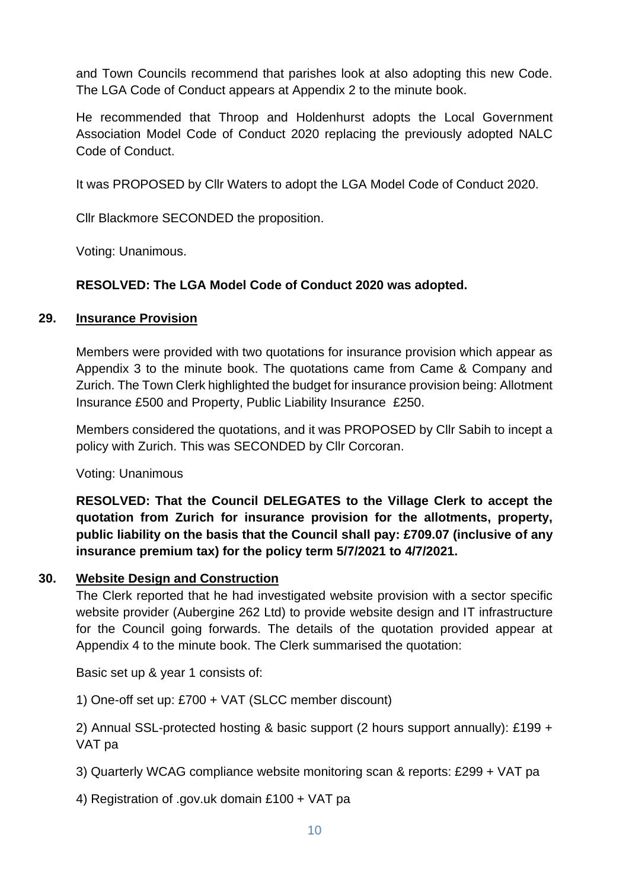and Town Councils recommend that parishes look at also adopting this new Code. The LGA Code of Conduct appears at Appendix 2 to the minute book.

He recommended that Throop and Holdenhurst adopts the Local Government Association Model Code of Conduct 2020 replacing the previously adopted NALC Code of Conduct.

It was PROPOSED by Cllr Waters to adopt the LGA Model Code of Conduct 2020.

Cllr Blackmore SECONDED the proposition.

Voting: Unanimous.

**RESOLVED: The LGA Model Code of Conduct 2020 was adopted.**

## 29. Insurance Provision

Members were provided with two quotations for insurance provision which appear as Appendix 3 to the minute book. The quotations came from Came & Company and Zurich. The Town Clerk highlighted the budget for insurance provision being: Allotment Insurance £500 and Property, Public Liability Insurance £250.

Members considered the quotations, and it was PROPOSED by Cllr Sabih to incept a policy with Zurich. This was SECONDED by Cllr Corcoran.

Voting: Unanimous

**RESOLVED: That the Council DELEGATES to the Village Clerk to accept the quotation from Zurich for insurance provision for the allotments, property, public liability on the basis that the Council shall pay: £709.07 (inclusive of any insurance premium tax) for the policy term 5/7/2021 to 4/7/2021.**

## 30. Website Design and Construction

The Clerk reported that he had investigated website provision with a sector specific website provider (Aubergine 262 Ltd) to provide website design and IT infrastructure for the Council going forwards. The details of the quotation provided appear at Appendix 4 to the minute book. The Clerk summarised the quotation:

Basic set up & year 1 consists of:

1) One-off set up: £700 + VAT (SLCC member discount)

2) Annual SSL-protected hosting & basic support (2 hours support annually): £199 + VAT pa

3) Quarterly WCAG compliance website monitoring scan & reports: £299 + VAT pa

4) Registration of .gov.uk domain £100 + VAT pa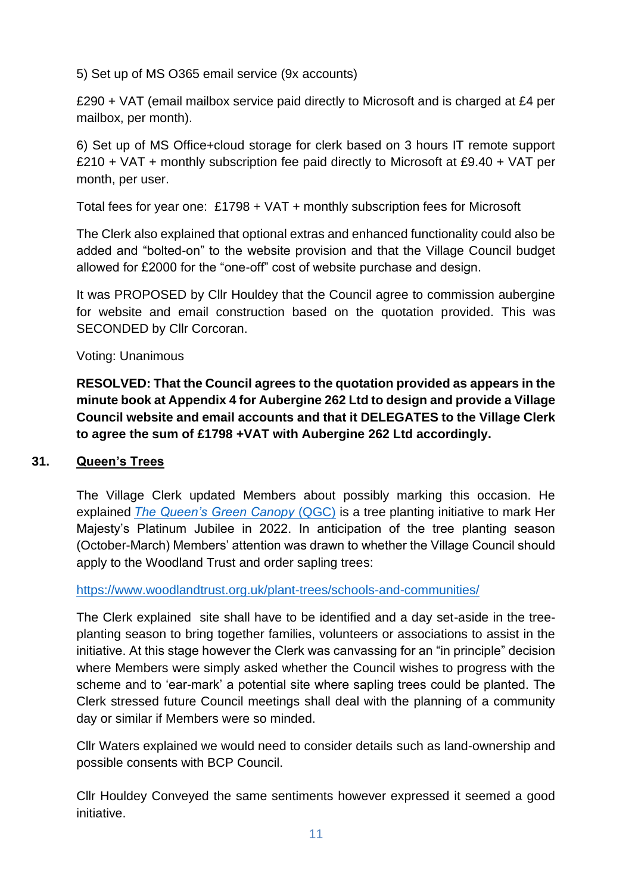5) Set up of MS O365 email service (9x accounts)

£290 + VAT (email mailbox service paid directly to Microsoft and is charged at £4 per mailbox, per month).

6) Set up of MS Office+cloud storage for clerk based on 3 hours IT remote support £210 + VAT + monthly subscription fee paid directly to Microsoft at £9.40 + VAT per month, per user.

Total fees for year one:  £1798 + VAT + monthly subscription fees for Microsoft

The Clerk also explained that optional extras and enhanced functionality could also be added and "bolted-on" to the website provision and that the Village Council budget allowed for £2000 for the "one-off" cost of website purchase and design.

It was PROPOSED by Cllr Houldey that the Council agree to commission aubergine for website and email construction based on the quotation provided. This was SECONDED by Cllr Corcoran.

Voting: Unanimous

**RESOLVED: That the Council agrees to the quotation provided as appears in the minute book at Appendix 4 for Aubergine 262 Ltd to design and provide a Village Council website and email accounts and that it DELEGATES to the Village Clerk to agree the sum of £1798 +VAT with Aubergine 262 Ltd accordingly.**

## 31. Queen's Trees

The Village Clerk updated Members about possibly marking this occasion. He explained [*The Queen's Green Canopy* (QGC)] is a tree planting initiative to mark Her Majesty's Platinum Jubilee in 2022. In anticipation of the tree planting season (October-March) Members' attention was drawn to whether the Village Council should apply to the Woodland Trust and order sapling trees:

https://www.woodlandtrust.org.uk/plant-trees/schools-and-communities/

The Clerk explained  site shall have to be identified and a day set-aside in the tree-planting season to bring together families, volunteers or associations to assist in the initiative. At this stage however the Clerk was canvassing for an "in principle" decision where Members were simply asked whether the Council wishes to progress with the scheme and to 'ear-mark' a potential site where sapling trees could be planted. The Clerk stressed future Council meetings shall deal with the planning of a community day or similar if Members were so minded.

Cllr Waters explained we would need to consider details such as land-ownership and possible consents with BCP Council.

Cllr Houldey Conveyed the same sentiments however expressed it seemed a good initiative.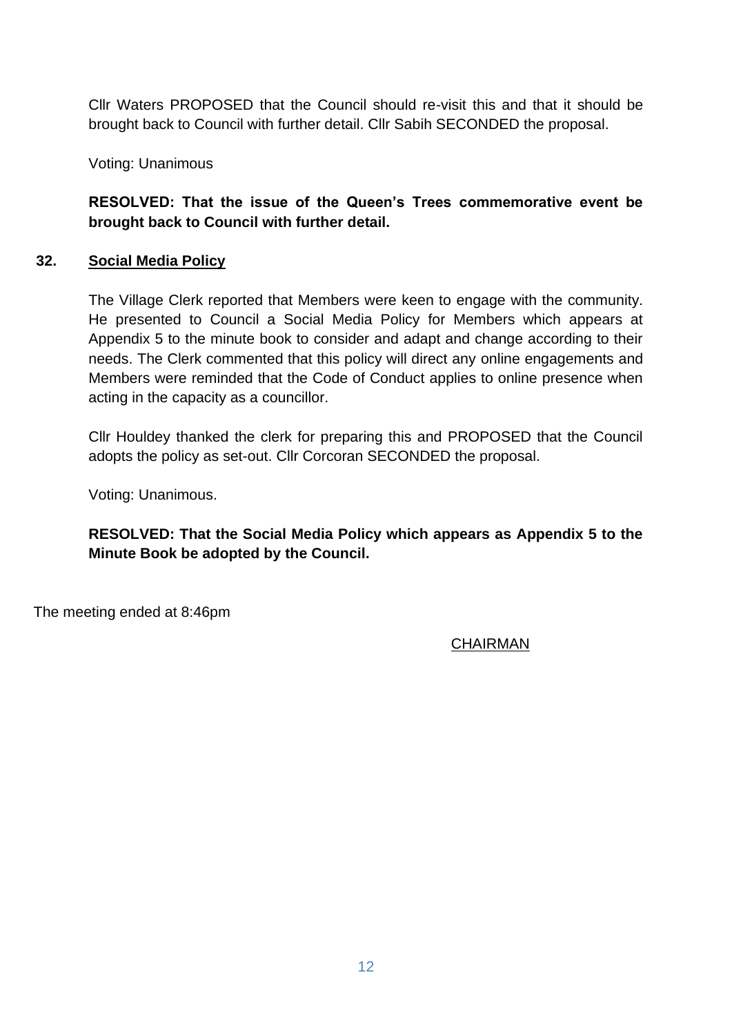Cllr Waters PROPOSED that the Council should re-visit this and that it should be brought back to Council with further detail. Cllr Sabih SECONDED the proposal.

Voting: Unanimous

**RESOLVED: That the issue of the Queen's Trees commemorative event be brought back to Council with further detail.**

**32. Social Media Policy**

The Village Clerk reported that Members were keen to engage with the community. He presented to Council a Social Media Policy for Members which appears at Appendix 5 to the minute book to consider and adapt and change according to their needs. The Clerk commented that this policy will direct any online engagements and Members were reminded that the Code of Conduct applies to online presence when acting in the capacity as a councillor.

Cllr Houldey thanked the clerk for preparing this and PROPOSED that the Council adopts the policy as set-out. Cllr Corcoran SECONDED the proposal.

Voting: Unanimous.

**RESOLVED: That the Social Media Policy which appears as Appendix 5 to the Minute Book be adopted by the Council.**

The meeting ended at 8:46pm

CHAIRMAN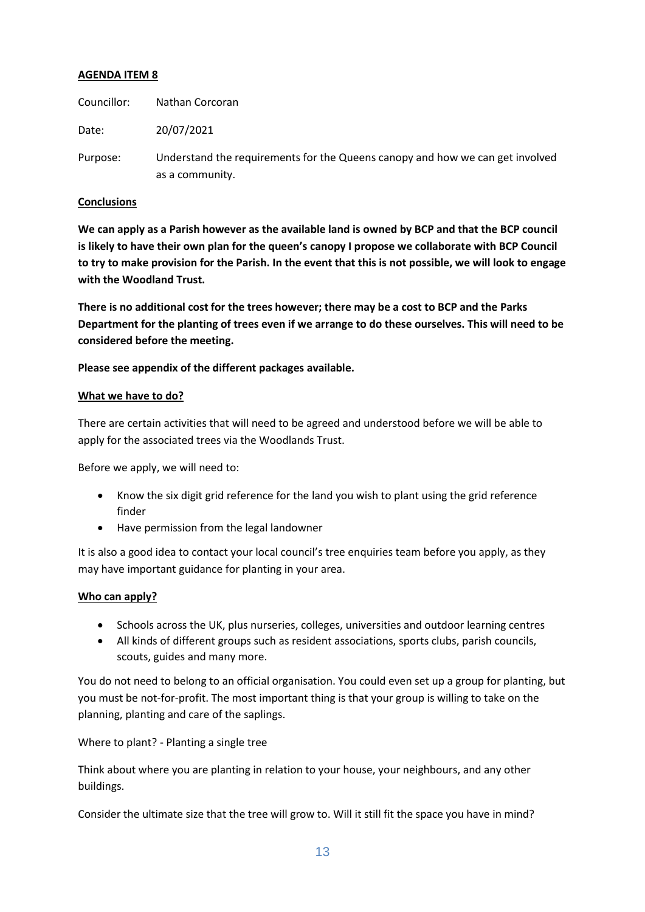**AGENDA ITEM 8**

Councillor: Nathan Corcoran

Date: 20/07/2021

Purpose: Understand the requirements for the Queens canopy and how we can get involved as a community.

**Conclusions**

**We can apply as a Parish however as the available land is owned by BCP and that the BCP council is likely to have their own plan for the queen's canopy I propose we collaborate with BCP Council to try to make provision for the Parish. In the event that this is not possible, we will look to engage with the Woodland Trust.**

**There is no additional cost for the trees however; there may be a cost to BCP and the Parks Department for the planting of trees even if we arrange to do these ourselves. This will need to be considered before the meeting.**

**Please see appendix of the different packages available.**

**What we have to do?**

There are certain activities that will need to be agreed and understood before we will be able to apply for the associated trees via the Woodlands Trust.

Before we apply, we will need to:

- Know the six digit grid reference for the land you wish to plant using the grid reference finder
- Have permission from the legal landowner

It is also a good idea to contact your local council's tree enquiries team before you apply, as they may have important guidance for planting in your area.

**Who can apply?**

- Schools across the UK, plus nurseries, colleges, universities and outdoor learning centres
- All kinds of different groups such as resident associations, sports clubs, parish councils, scouts, guides and many more.

You do not need to belong to an official organisation. You could even set up a group for planting, but you must be not-for-profit. The most important thing is that your group is willing to take on the planning, planting and care of the saplings.

Where to plant? - Planting a single tree

Think about where you are planting in relation to your house, your neighbours, and any other buildings.

Consider the ultimate size that the tree will grow to. Will it still fit the space you have in mind?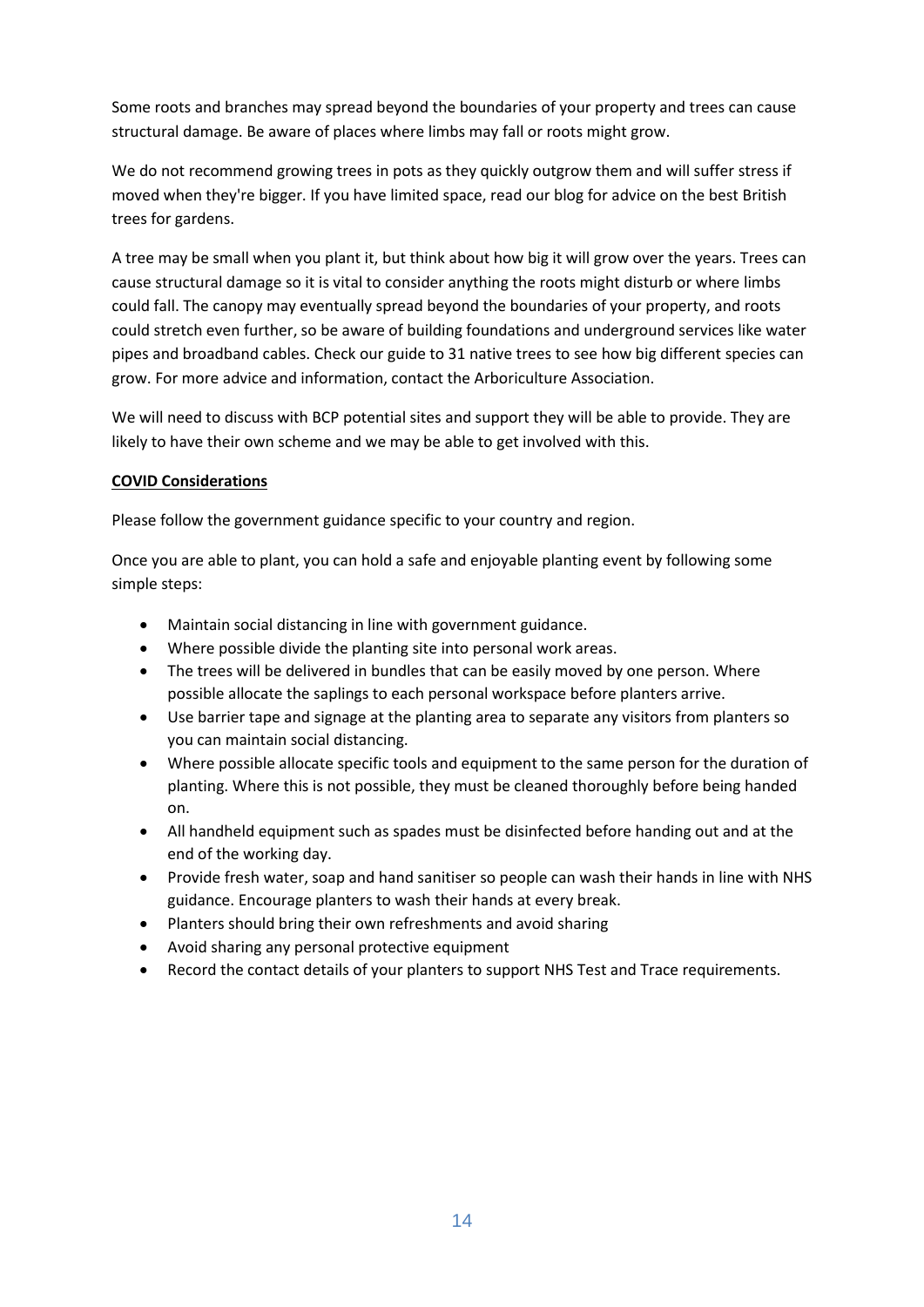Some roots and branches may spread beyond the boundaries of your property and trees can cause structural damage. Be aware of places where limbs may fall or roots might grow.

We do not recommend growing trees in pots as they quickly outgrow them and will suffer stress if moved when they're bigger. If you have limited space, read our blog for advice on the best British trees for gardens.

A tree may be small when you plant it, but think about how big it will grow over the years. Trees can cause structural damage so it is vital to consider anything the roots might disturb or where limbs could fall. The canopy may eventually spread beyond the boundaries of your property, and roots could stretch even further, so be aware of building foundations and underground services like water pipes and broadband cables. Check our guide to 31 native trees to see how big different species can grow. For more advice and information, contact the Arboriculture Association.

We will need to discuss with BCP potential sites and support they will be able to provide. They are likely to have their own scheme and we may be able to get involved with this.

**COVID Considerations**

Please follow the government guidance specific to your country and region.

Once you are able to plant, you can hold a safe and enjoyable planting event by following some simple steps:

- Maintain social distancing in line with government guidance.
- Where possible divide the planting site into personal work areas.
- The trees will be delivered in bundles that can be easily moved by one person. Where possible allocate the saplings to each personal workspace before planters arrive.
- Use barrier tape and signage at the planting area to separate any visitors from planters so you can maintain social distancing.
- Where possible allocate specific tools and equipment to the same person for the duration of planting. Where this is not possible, they must be cleaned thoroughly before being handed on.
- All handheld equipment such as spades must be disinfected before handing out and at the end of the working day.
- Provide fresh water, soap and hand sanitiser so people can wash their hands in line with NHS guidance. Encourage planters to wash their hands at every break.
- Planters should bring their own refreshments and avoid sharing
- Avoid sharing any personal protective equipment
- Record the contact details of your planters to support NHS Test and Trace requirements.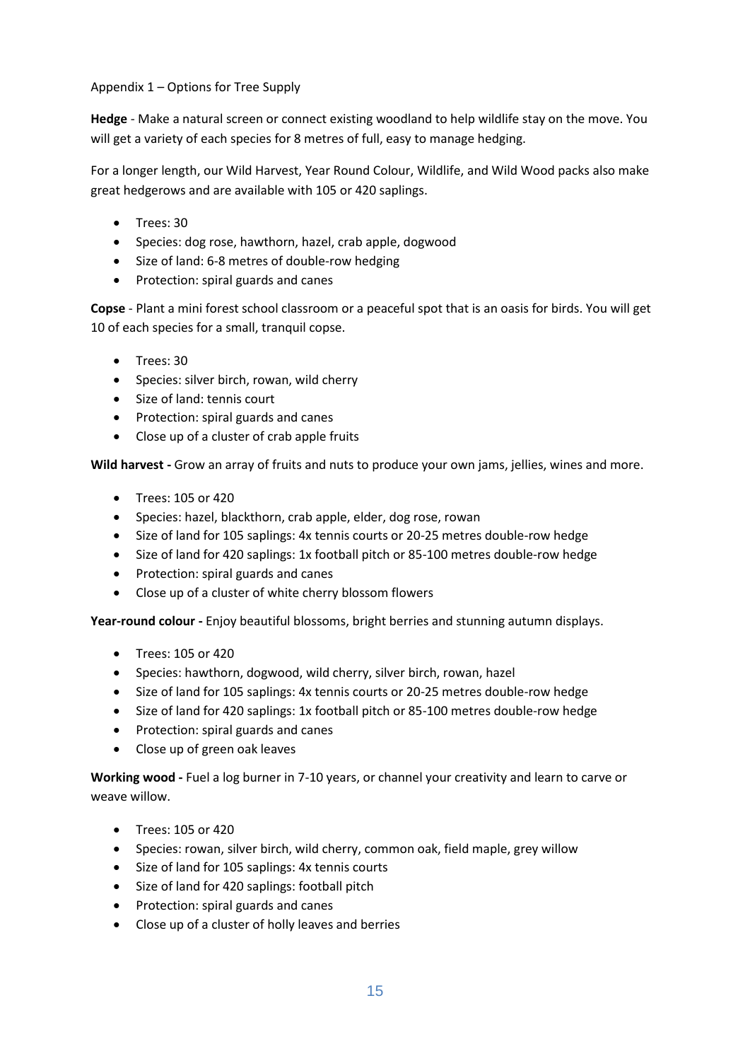Appendix 1 – Options for Tree Supply

**Hedge** - Make a natural screen or connect existing woodland to help wildlife stay on the move. You will get a variety of each species for 8 metres of full, easy to manage hedging.

For a longer length, our Wild Harvest, Year Round Colour, Wildlife, and Wild Wood packs also make great hedgerows and are available with 105 or 420 saplings.

- Trees: 30
- Species: dog rose, hawthorn, hazel, crab apple, dogwood
- Size of land: 6-8 metres of double-row hedging
- Protection: spiral guards and canes

**Copse** - Plant a mini forest school classroom or a peaceful spot that is an oasis for birds. You will get 10 of each species for a small, tranquil copse.

- Trees: 30
- Species: silver birch, rowan, wild cherry
- Size of land: tennis court
- Protection: spiral guards and canes
- Close up of a cluster of crab apple fruits

**Wild harvest -** Grow an array of fruits and nuts to produce your own jams, jellies, wines and more.

- Trees: 105 or 420
- Species: hazel, blackthorn, crab apple, elder, dog rose, rowan
- Size of land for 105 saplings: 4x tennis courts or 20-25 metres double-row hedge
- Size of land for 420 saplings: 1x football pitch or 85-100 metres double-row hedge
- Protection: spiral guards and canes
- Close up of a cluster of white cherry blossom flowers

**Year-round colour -** Enjoy beautiful blossoms, bright berries and stunning autumn displays.

- Trees: 105 or 420
- Species: hawthorn, dogwood, wild cherry, silver birch, rowan, hazel
- Size of land for 105 saplings: 4x tennis courts or 20-25 metres double-row hedge
- Size of land for 420 saplings: 1x football pitch or 85-100 metres double-row hedge
- Protection: spiral guards and canes
- Close up of green oak leaves

**Working wood -** Fuel a log burner in 7-10 years, or channel your creativity and learn to carve or weave willow.

- Trees: 105 or 420
- Species: rowan, silver birch, wild cherry, common oak, field maple, grey willow
- Size of land for 105 saplings: 4x tennis courts
- Size of land for 420 saplings: football pitch
- Protection: spiral guards and canes
- Close up of a cluster of holly leaves and berries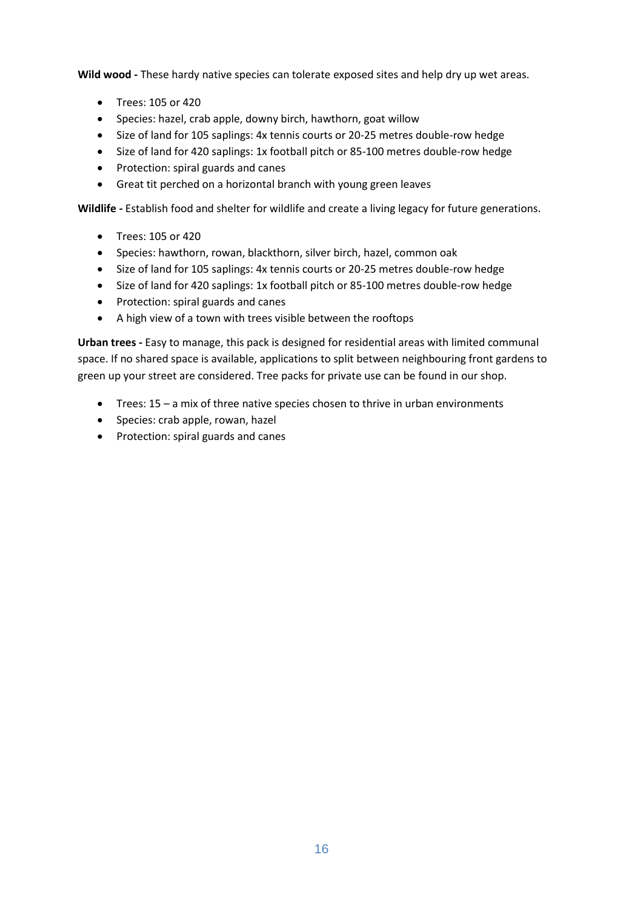**Wild wood -** These hardy native species can tolerate exposed sites and help dry up wet areas.

- Trees: 105 or 420
- Species: hazel, crab apple, downy birch, hawthorn, goat willow
- Size of land for 105 saplings: 4x tennis courts or 20-25 metres double-row hedge
- Size of land for 420 saplings: 1x football pitch or 85-100 metres double-row hedge
- Protection: spiral guards and canes
- Great tit perched on a horizontal branch with young green leaves

**Wildlife -** Establish food and shelter for wildlife and create a living legacy for future generations.

- Trees: 105 or 420
- Species: hawthorn, rowan, blackthorn, silver birch, hazel, common oak
- Size of land for 105 saplings: 4x tennis courts or 20-25 metres double-row hedge
- Size of land for 420 saplings: 1x football pitch or 85-100 metres double-row hedge
- Protection: spiral guards and canes
- A high view of a town with trees visible between the rooftops

**Urban trees -** Easy to manage, this pack is designed for residential areas with limited communal space. If no shared space is available, applications to split between neighbouring front gardens to green up your street are considered. Tree packs for private use can be found in our shop.

- Trees: 15 – a mix of three native species chosen to thrive in urban environments
- Species: crab apple, rowan, hazel
- Protection: spiral guards and canes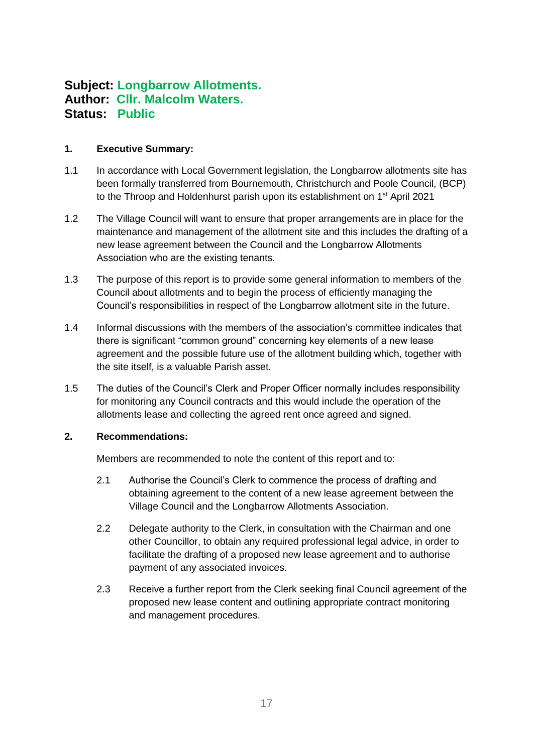**Subject: Longbarrow Allotments.**
**Author: Cllr. Malcolm Waters.**
**Status: Public**

**1. Executive Summary:**

1.1 In accordance with Local Government legislation, the Longbarrow allotments site has been formally transferred from Bournemouth, Christchurch and Poole Council, (BCP) to the Throop and Holdenhurst parish upon its establishment on 1st April 2021

1.2 The Village Council will want to ensure that proper arrangements are in place for the maintenance and management of the allotment site and this includes the drafting of a new lease agreement between the Council and the Longbarrow Allotments Association who are the existing tenants.

1.3 The purpose of this report is to provide some general information to members of the Council about allotments and to begin the process of efficiently managing the Council's responsibilities in respect of the Longbarrow allotment site in the future.

1.4 Informal discussions with the members of the association's committee indicates that there is significant "common ground" concerning key elements of a new lease agreement and the possible future use of the allotment building which, together with the site itself, is a valuable Parish asset.

1.5 The duties of the Council's Clerk and Proper Officer normally includes responsibility for monitoring any Council contracts and this would include the operation of the allotments lease and collecting the agreed rent once agreed and signed.

**2. Recommendations:**

Members are recommended to note the content of this report and to:

2.1 Authorise the Council's Clerk to commence the process of drafting and obtaining agreement to the content of a new lease agreement between the Village Council and the Longbarrow Allotments Association.

2.2 Delegate authority to the Clerk, in consultation with the Chairman and one other Councillor, to obtain any required professional legal advice, in order to facilitate the drafting of a proposed new lease agreement and to authorise payment of any associated invoices.

2.3 Receive a further report from the Clerk seeking final Council agreement of the proposed new lease content and outlining appropriate contract monitoring and management procedures.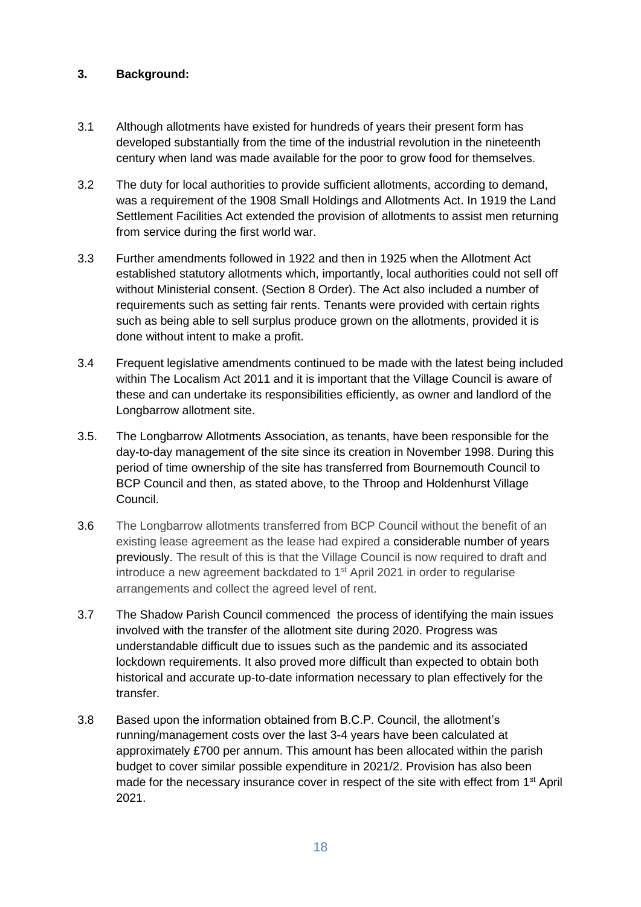**3. Background:**

3.1 Although allotments have existed for hundreds of years their present form has developed substantially from the time of the industrial revolution in the nineteenth century when land was made available for the poor to grow food for themselves.

3.2 The duty for local authorities to provide sufficient allotments, according to demand, was a requirement of the 1908 Small Holdings and Allotments Act. In 1919 the Land Settlement Facilities Act extended the provision of allotments to assist men returning from service during the first world war.

3.3 Further amendments followed in 1922 and then in 1925 when the Allotment Act established statutory allotments which, importantly, local authorities could not sell off without Ministerial consent. (Section 8 Order). The Act also included a number of requirements such as setting fair rents. Tenants were provided with certain rights such as being able to sell surplus produce grown on the allotments, provided it is done without intent to make a profit.

3.4 Frequent legislative amendments continued to be made with the latest being included within The Localism Act 2011 and it is important that the Village Council is aware of these and can undertake its responsibilities efficiently, as owner and landlord of the Longbarrow allotment site.

3.5. The Longbarrow Allotments Association, as tenants, have been responsible for the day-to-day management of the site since its creation in November 1998. During this period of time ownership of the site has transferred from Bournemouth Council to BCP Council and then, as stated above, to the Throop and Holdenhurst Village Council.

3.6 The Longbarrow allotments transferred from BCP Council without the benefit of an existing lease agreement as the lease had expired a considerable number of years previously. The result of this is that the Village Council is now required to draft and introduce a new agreement backdated to 1st April 2021 in order to regularise arrangements and collect the agreed level of rent.

3.7 The Shadow Parish Council commenced the process of identifying the main issues involved with the transfer of the allotment site during 2020. Progress was understandable difficult due to issues such as the pandemic and its associated lockdown requirements. It also proved more difficult than expected to obtain both historical and accurate up-to-date information necessary to plan effectively for the transfer.

3.8 Based upon the information obtained from B.C.P. Council, the allotment's running/management costs over the last 3-4 years have been calculated at approximately £700 per annum. This amount has been allocated within the parish budget to cover similar possible expenditure in 2021/2. Provision has also been made for the necessary insurance cover in respect of the site with effect from 1st April 2021.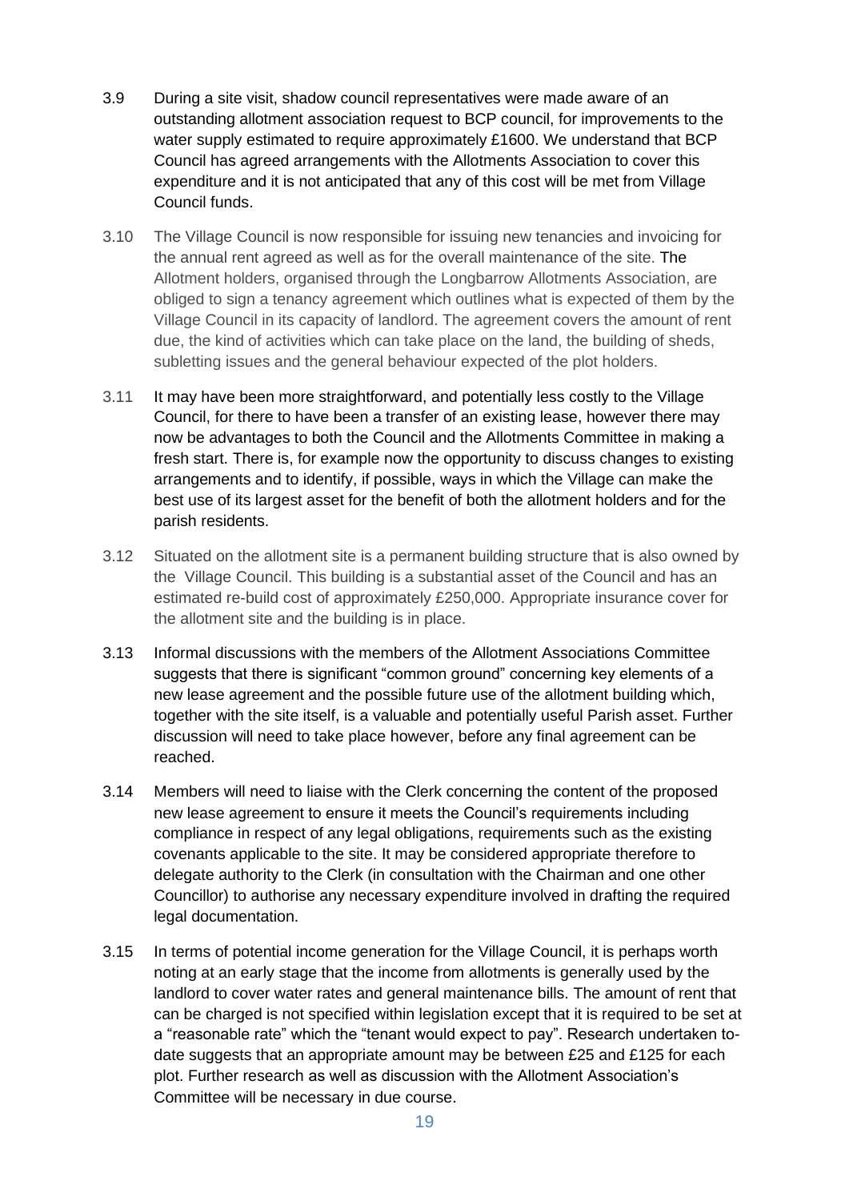3.9 During a site visit, shadow council representatives were made aware of an outstanding allotment association request to BCP council, for improvements to the water supply estimated to require approximately £1600. We understand that BCP Council has agreed arrangements with the Allotments Association to cover this expenditure and it is not anticipated that any of this cost will be met from Village Council funds.

3.10 The Village Council is now responsible for issuing new tenancies and invoicing for the annual rent agreed as well as for the overall maintenance of the site. The Allotment holders, organised through the Longbarrow Allotments Association, are obliged to sign a tenancy agreement which outlines what is expected of them by the Village Council in its capacity of landlord. The agreement covers the amount of rent due, the kind of activities which can take place on the land, the building of sheds, subletting issues and the general behaviour expected of the plot holders.

3.11 It may have been more straightforward, and potentially less costly to the Village Council, for there to have been a transfer of an existing lease, however there may now be advantages to both the Council and the Allotments Committee in making a fresh start. There is, for example now the opportunity to discuss changes to existing arrangements and to identify, if possible, ways in which the Village can make the best use of its largest asset for the benefit of both the allotment holders and for the parish residents.

3.12 Situated on the allotment site is a permanent building structure that is also owned by the Village Council. This building is a substantial asset of the Council and has an estimated re-build cost of approximately £250,000. Appropriate insurance cover for the allotment site and the building is in place.

3.13 Informal discussions with the members of the Allotment Associations Committee suggests that there is significant "common ground" concerning key elements of a new lease agreement and the possible future use of the allotment building which, together with the site itself, is a valuable and potentially useful Parish asset. Further discussion will need to take place however, before any final agreement can be reached.

3.14 Members will need to liaise with the Clerk concerning the content of the proposed new lease agreement to ensure it meets the Council's requirements including compliance in respect of any legal obligations, requirements such as the existing covenants applicable to the site. It may be considered appropriate therefore to delegate authority to the Clerk (in consultation with the Chairman and one other Councillor) to authorise any necessary expenditure involved in drafting the required legal documentation.

3.15 In terms of potential income generation for the Village Council, it is perhaps worth noting at an early stage that the income from allotments is generally used by the landlord to cover water rates and general maintenance bills. The amount of rent that can be charged is not specified within legislation except that it is required to be set at a "reasonable rate" which the "tenant would expect to pay". Research undertaken to-date suggests that an appropriate amount may be between £25 and £125 for each plot. Further research as well as discussion with the Allotment Association's Committee will be necessary in due course.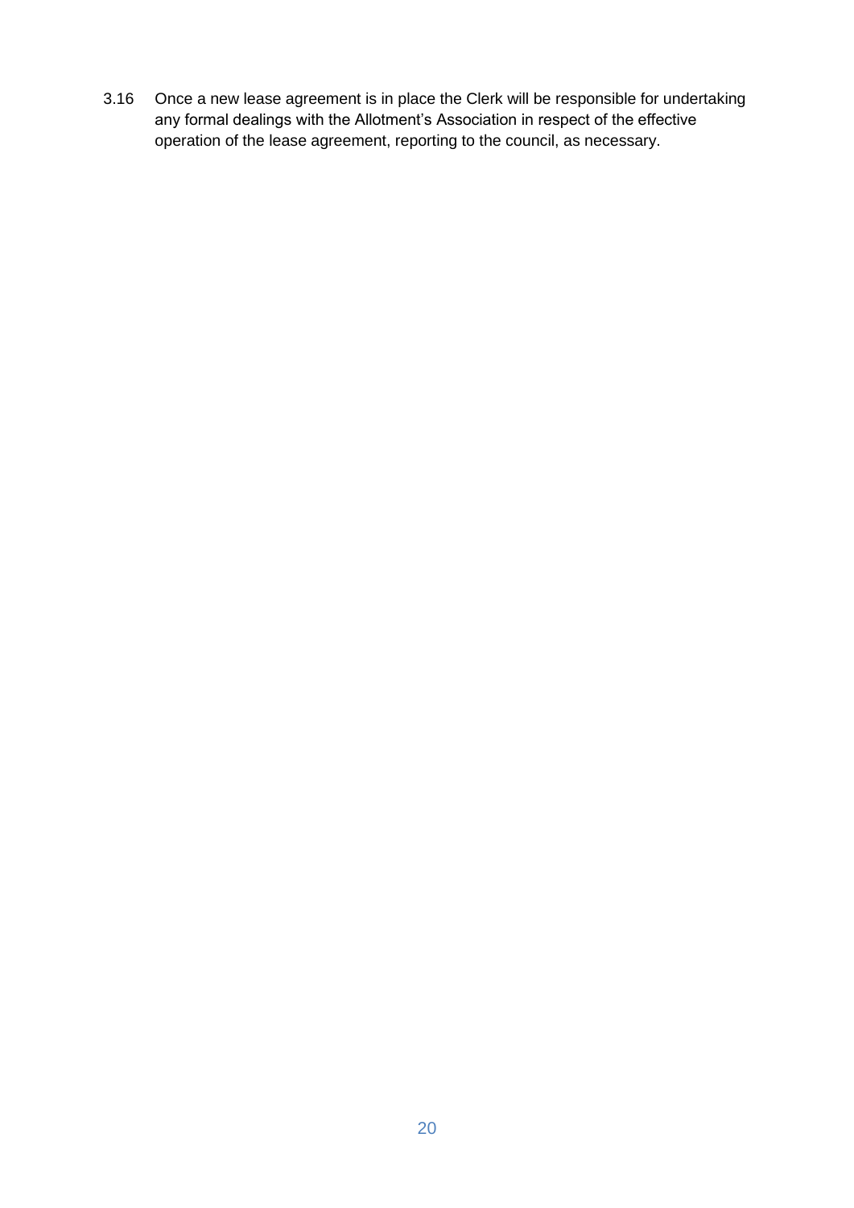3.16 Once a new lease agreement is in place the Clerk will be responsible for undertaking any formal dealings with the Allotment's Association in respect of the effective operation of the lease agreement, reporting to the council, as necessary.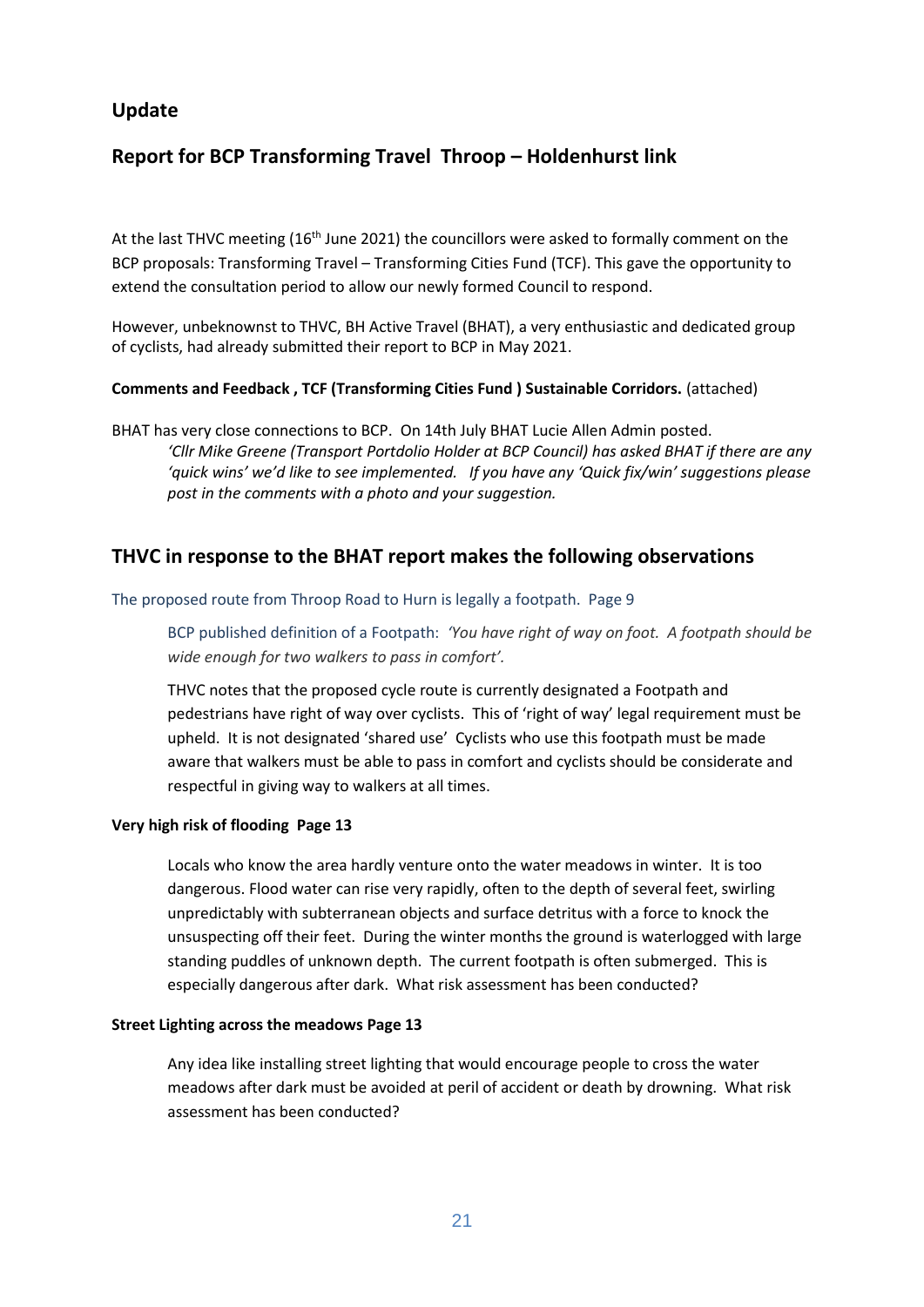## Update

## Report for BCP Transforming Travel Throop – Holdenhurst link

At the last THVC meeting (16th June 2021) the councillors were asked to formally comment on the BCP proposals: Transforming Travel – Transforming Cities Fund (TCF). This gave the opportunity to extend the consultation period to allow our newly formed Council to respond.

However, unbeknownst to THVC, BH Active Travel (BHAT), a very enthusiastic and dedicated group of cyclists, had already submitted their report to BCP in May 2021.

**Comments and Feedback , TCF (Transforming Cities Fund ) Sustainable Corridors.** (attached)

BHAT has very close connections to BCP. On 14th July BHAT Lucie Allen Admin posted.

> *'Cllr Mike Greene (Transport Portdolio Holder at BCP Council) has asked BHAT if there are any 'quick wins' we'd like to see implemented. If you have any 'Quick fix/win' suggestions please post in the comments with a photo and your suggestion.*

## THVC in response to the BHAT report makes the following observations

The proposed route from Throop Road to Hurn is legally a footpath. Page 9

> BCP published definition of a Footpath: *'You have right of way on foot. A footpath should be wide enough for two walkers to pass in comfort'.*
>
> THVC notes that the proposed cycle route is currently designated a Footpath and pedestrians have right of way over cyclists. This of 'right of way' legal requirement must be upheld. It is not designated 'shared use' Cyclists who use this footpath must be made aware that walkers must be able to pass in comfort and cyclists should be considerate and respectful in giving way to walkers at all times.

**Very high risk of flooding Page 13**

> Locals who know the area hardly venture onto the water meadows in winter. It is too dangerous. Flood water can rise very rapidly, often to the depth of several feet, swirling unpredictably with subterranean objects and surface detritus with a force to knock the unsuspecting off their feet. During the winter months the ground is waterlogged with large standing puddles of unknown depth. The current footpath is often submerged. This is especially dangerous after dark. What risk assessment has been conducted?

**Street Lighting across the meadows Page 13**

> Any idea like installing street lighting that would encourage people to cross the water meadows after dark must be avoided at peril of accident or death by drowning. What risk assessment has been conducted?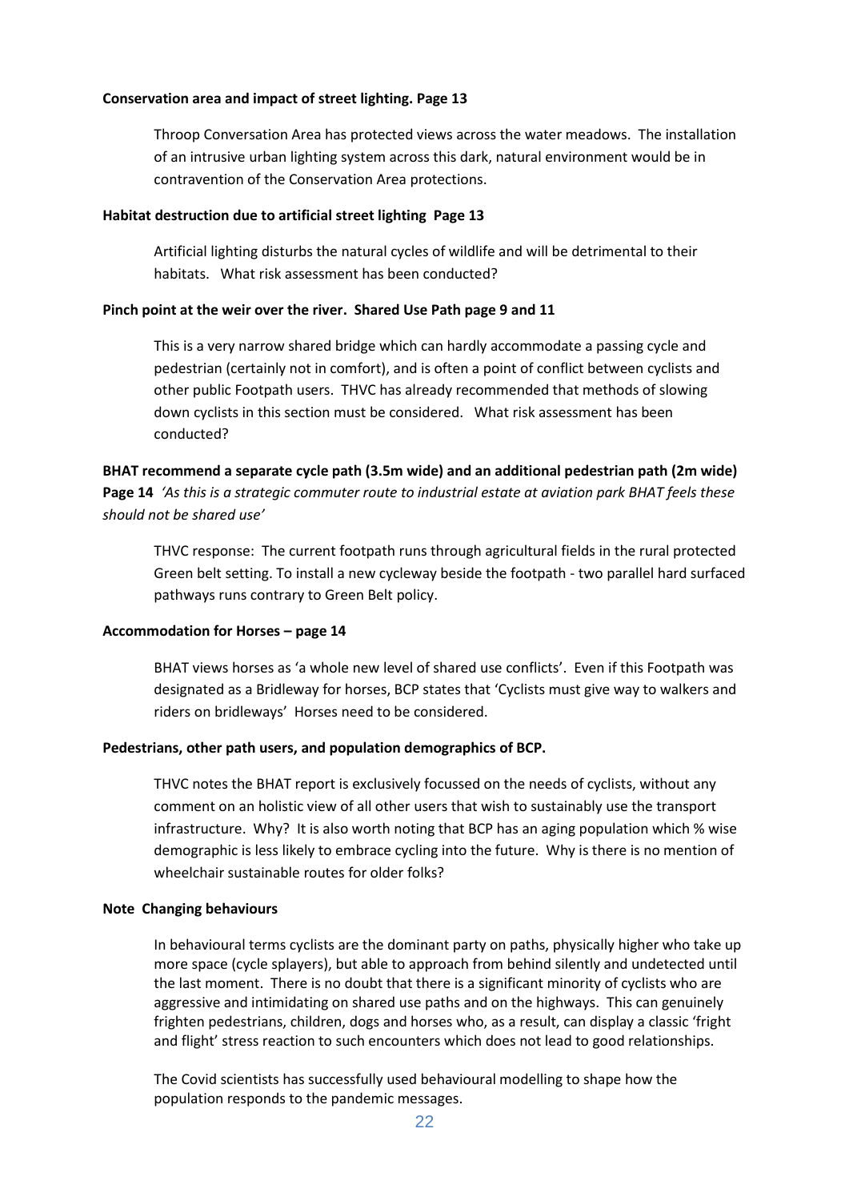**Conservation area and impact of street lighting. Page 13**

Throop Conversation Area has protected views across the water meadows. The installation of an intrusive urban lighting system across this dark, natural environment would be in contravention of the Conservation Area protections.

**Habitat destruction due to artificial street lighting Page 13**

Artificial lighting disturbs the natural cycles of wildlife and will be detrimental to their habitats. What risk assessment has been conducted?

**Pinch point at the weir over the river. Shared Use Path page 9 and 11**

This is a very narrow shared bridge which can hardly accommodate a passing cycle and pedestrian (certainly not in comfort), and is often a point of conflict between cyclists and other public Footpath users. THVC has already recommended that methods of slowing down cyclists in this section must be considered. What risk assessment has been conducted?

**BHAT recommend a separate cycle path (3.5m wide) and an additional pedestrian path (2m wide) Page 14** *'As this is a strategic commuter route to industrial estate at aviation park BHAT feels these should not be shared use'*

THVC response: The current footpath runs through agricultural fields in the rural protected Green belt setting. To install a new cycleway beside the footpath - two parallel hard surfaced pathways runs contrary to Green Belt policy.

**Accommodation for Horses – page 14**

BHAT views horses as 'a whole new level of shared use conflicts'. Even if this Footpath was designated as a Bridleway for horses, BCP states that 'Cyclists must give way to walkers and riders on bridleways' Horses need to be considered.

**Pedestrians, other path users, and population demographics of BCP.**

THVC notes the BHAT report is exclusively focussed on the needs of cyclists, without any comment on an holistic view of all other users that wish to sustainably use the transport infrastructure. Why? It is also worth noting that BCP has an aging population which % wise demographic is less likely to embrace cycling into the future. Why is there is no mention of wheelchair sustainable routes for older folks?

**Note Changing behaviours**

In behavioural terms cyclists are the dominant party on paths, physically higher who take up more space (cycle splayers), but able to approach from behind silently and undetected until the last moment. There is no doubt that there is a significant minority of cyclists who are aggressive and intimidating on shared use paths and on the highways. This can genuinely frighten pedestrians, children, dogs and horses who, as a result, can display a classic 'fright and flight' stress reaction to such encounters which does not lead to good relationships.

The Covid scientists has successfully used behavioural modelling to shape how the population responds to the pandemic messages.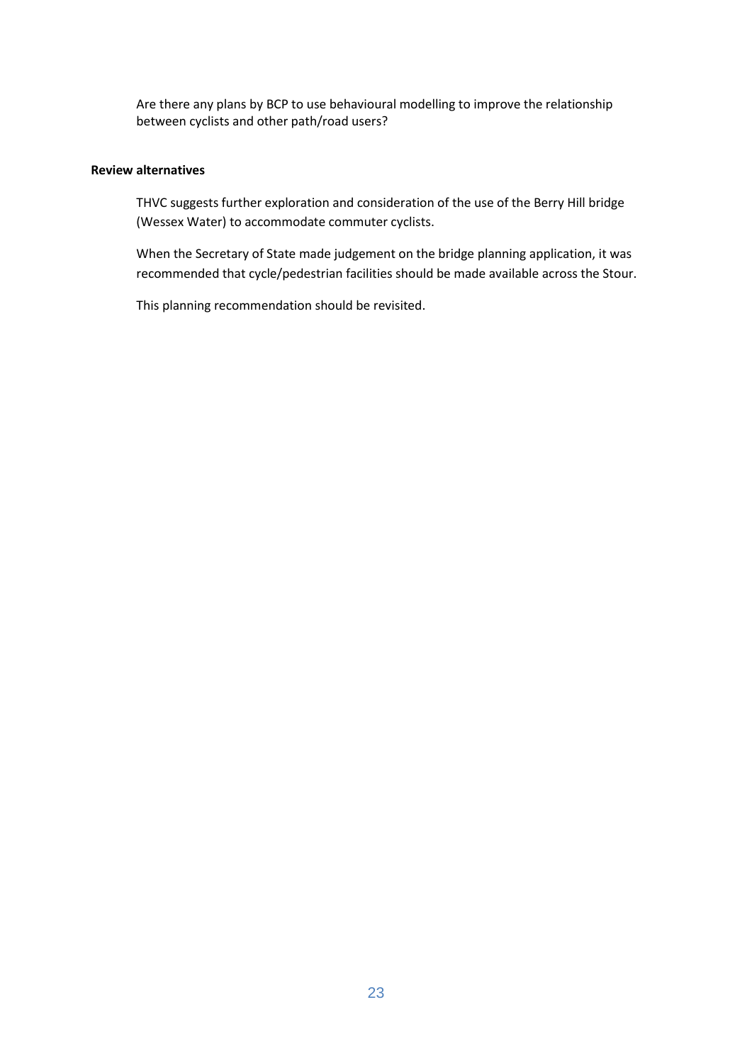Are there any plans by BCP to use behavioural modelling to improve the relationship between cyclists and other path/road users?

**Review alternatives**

THVC suggests further exploration and consideration of the use of the Berry Hill bridge (Wessex Water) to accommodate commuter cyclists.

When the Secretary of State made judgement on the bridge planning application, it was recommended that cycle/pedestrian facilities should be made available across the Stour.

This planning recommendation should be revisited.